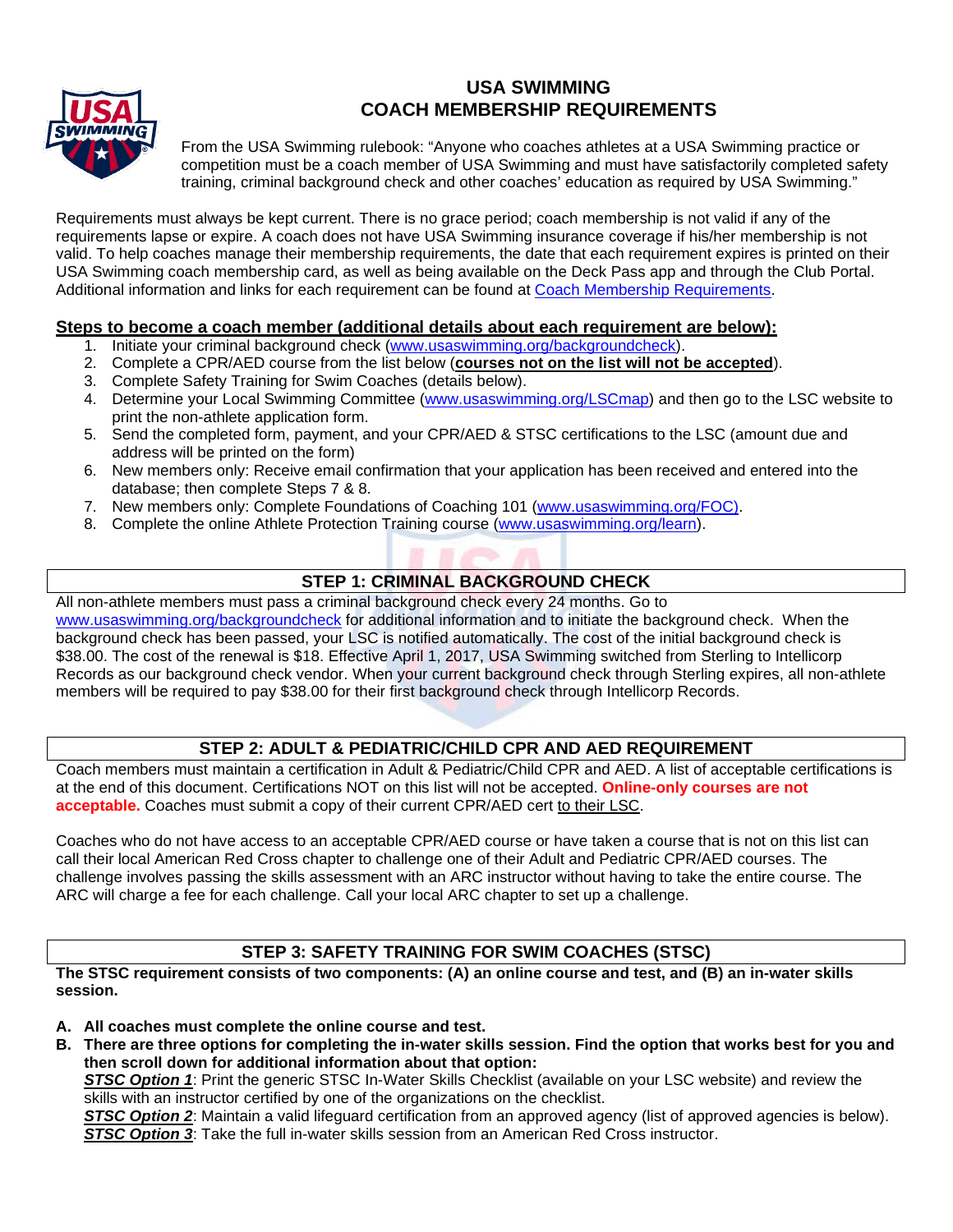# USA SWIMMING
# COACH MEMBERSHIP REQUIREMENTS

From the USA Swimming rulebook: "Anyone who coaches athletes at a USA Swimming practice or competition must be a coach member of USA Swimming and must have satisfactorily completed safety training, criminal background check and other coaches' education as required by USA Swimming."

Requirements must always be kept current. There is no grace period; coach membership is not valid if any of the requirements lapse or expire. A coach does not have USA Swimming insurance coverage if his/her membership is not valid. To help coaches manage their membership requirements, the date that each requirement expires is printed on their USA Swimming coach membership card, as well as being available on the Deck Pass app and through the Club Portal. Additional information and links for each requirement can be found at Coach Membership Requirements.

## Steps to become a coach member (additional details about each requirement are below):

1. Initiate your criminal background check (www.usaswimming.org/backgroundcheck).
2. Complete a CPR/AED course from the list below (**courses not on the list will not be accepted**).
3. Complete Safety Training for Swim Coaches (details below).
4. Determine your Local Swimming Committee (www.usaswimming.org/LSCmap) and then go to the LSC website to print the non-athlete application form.
5. Send the completed form, payment, and your CPR/AED & STSC certifications to the LSC (amount due and address will be printed on the form)
6. New members only: Receive email confirmation that your application has been received and entered into the database; then complete Steps 7 & 8.
7. New members only: Complete Foundations of Coaching 101 (www.usaswimming.org/FOC).
8. Complete the online Athlete Protection Training course (www.usaswimming.org/learn).

## STEP 1: CRIMINAL BACKGROUND CHECK

All non-athlete members must pass a criminal background check every 24 months. Go to www.usaswimming.org/backgroundcheck for additional information and to initiate the background check. When the background check has been passed, your LSC is notified automatically. The cost of the initial background check is $38.00. The cost of the renewal is $18. Effective April 1, 2017, USA Swimming switched from Sterling to Intellicorp Records as our background check vendor. When your current background check through Sterling expires, all non-athlete members will be required to pay $38.00 for their first background check through Intellicorp Records.

## STEP 2: ADULT & PEDIATRIC/CHILD CPR AND AED REQUIREMENT

Coach members must maintain a certification in Adult & Pediatric/Child CPR and AED. A list of acceptable certifications is at the end of this document. Certifications NOT on this list will not be accepted. **Online-only courses are not acceptable.** Coaches must submit a copy of their current CPR/AED cert to their LSC.

Coaches who do not have access to an acceptable CPR/AED course or have taken a course that is not on this list can call their local American Red Cross chapter to challenge one of their Adult and Pediatric CPR/AED courses. The challenge involves passing the skills assessment with an ARC instructor without having to take the entire course. The ARC will charge a fee for each challenge. Call your local ARC chapter to set up a challenge.

## STEP 3: SAFETY TRAINING FOR SWIM COACHES (STSC)

**The STSC requirement consists of two components: (A) an online course and test, and (B) an in-water skills session.**

**A. All coaches must complete the online course and test.**

**B. There are three options for completing the in-water skills session. Find the option that works best for you and then scroll down for additional information about that option:**

***STSC Option 1***: Print the generic STSC In-Water Skills Checklist (available on your LSC website) and review the skills with an instructor certified by one of the organizations on the checklist.

***STSC Option 2***: Maintain a valid lifeguard certification from an approved agency (list of approved agencies is below).

***STSC Option 3***: Take the full in-water skills session from an American Red Cross instructor.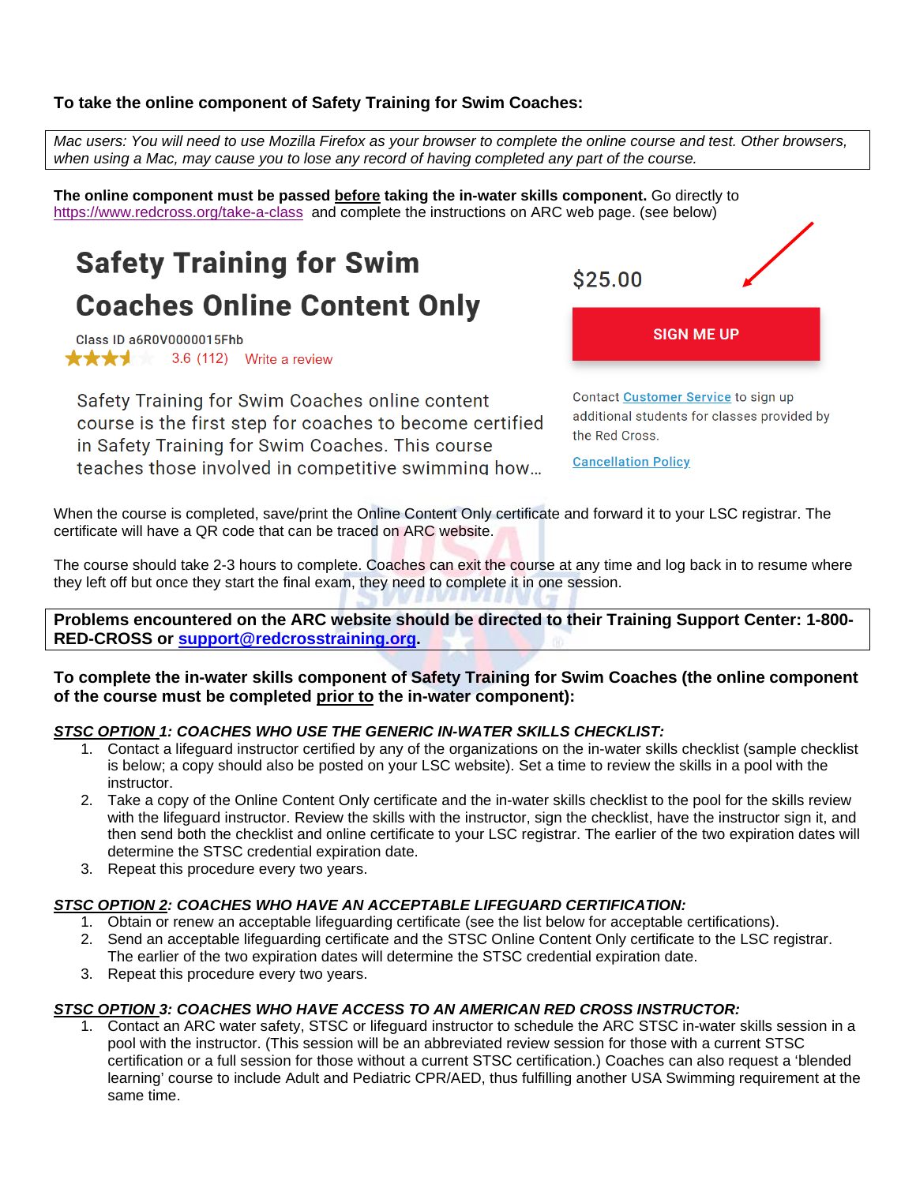**To take the online component of Safety Training for Swim Coaches:**

*Mac users: You will need to use Mozilla Firefox as your browser to complete the online course and test. Other browsers, when using a Mac, may cause you to lose any record of having completed any part of the course.*

**The online component must be passed before taking the in-water skills component.** Go directly to https://www.redcross.org/take-a-class and complete the instructions on ARC web page. (see below)

## Safety Training for Swim Coaches Online Content Only

Class ID a6R0V0000015Fhb

3.6 (112) Write a review

Safety Training for Swim Coaches online content course is the first step for coaches to become certified in Safety Training for Swim Coaches. This course teaches those involved in competitive swimming how…

$25.00

SIGN ME UP

Contact Customer Service to sign up additional students for classes provided by the Red Cross.

Cancellation Policy

When the course is completed, save/print the Online Content Only certificate and forward it to your LSC registrar. The certificate will have a QR code that can be traced on ARC website.

The course should take 2-3 hours to complete. Coaches can exit the course at any time and log back in to resume where they left off but once they start the final exam, they need to complete it in one session.

**Problems encountered on the ARC website should be directed to their Training Support Center: 1-800-RED-CROSS or support@redcrosstraining.org.**

**To complete the in-water skills component of Safety Training for Swim Coaches (the online component of the course must be completed prior to the in-water component):**

***STSC OPTION 1: COACHES WHO USE THE GENERIC IN-WATER SKILLS CHECKLIST:***

1. Contact a lifeguard instructor certified by any of the organizations on the in-water skills checklist (sample checklist is below; a copy should also be posted on your LSC website). Set a time to review the skills in a pool with the instructor.
2. Take a copy of the Online Content Only certificate and the in-water skills checklist to the pool for the skills review with the lifeguard instructor. Review the skills with the instructor, sign the checklist, have the instructor sign it, and then send both the checklist and online certificate to your LSC registrar. The earlier of the two expiration dates will determine the STSC credential expiration date.
3. Repeat this procedure every two years.

***STSC OPTION 2: COACHES WHO HAVE AN ACCEPTABLE LIFEGUARD CERTIFICATION:***

1. Obtain or renew an acceptable lifeguarding certificate (see the list below for acceptable certifications).
2. Send an acceptable lifeguarding certificate and the STSC Online Content Only certificate to the LSC registrar. The earlier of the two expiration dates will determine the STSC credential expiration date.
3. Repeat this procedure every two years.

***STSC OPTION 3: COACHES WHO HAVE ACCESS TO AN AMERICAN RED CROSS INSTRUCTOR:***

1. Contact an ARC water safety, STSC or lifeguard instructor to schedule the ARC STSC in-water skills session in a pool with the instructor. (This session will be an abbreviated review session for those with a current STSC certification or a full session for those without a current STSC certification.) Coaches can also request a 'blended learning' course to include Adult and Pediatric CPR/AED, thus fulfilling another USA Swimming requirement at the same time.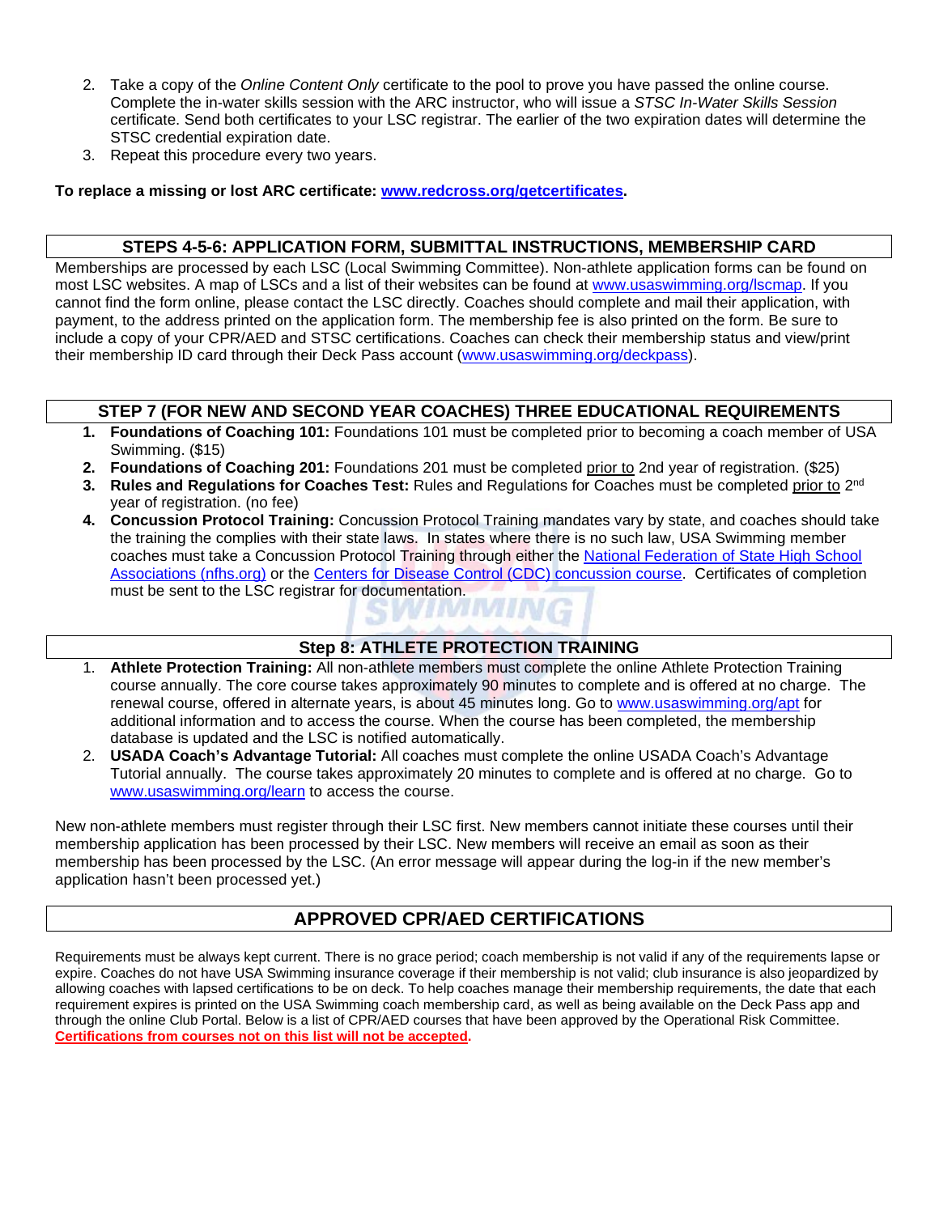2. Take a copy of the *Online Content Only* certificate to the pool to prove you have passed the online course. Complete the in-water skills session with the ARC instructor, who will issue a *STSC In-Water Skills Session* certificate. Send both certificates to your LSC registrar. The earlier of the two expiration dates will determine the STSC credential expiration date.
3. Repeat this procedure every two years.

**To replace a missing or lost ARC certificate: [www.redcross.org/getcertificates](www.redcross.org/getcertificates).**

## STEPS 4-5-6: APPLICATION FORM, SUBMITTAL INSTRUCTIONS, MEMBERSHIP CARD

Memberships are processed by each LSC (Local Swimming Committee). Non-athlete application forms can be found on most LSC websites. A map of LSCs and a list of their websites can be found at [www.usaswimming.org/lscmap](www.usaswimming.org/lscmap). If you cannot find the form online, please contact the LSC directly. Coaches should complete and mail their application, with payment, to the address printed on the application form. The membership fee is also printed on the form. Be sure to include a copy of your CPR/AED and STSC certifications. Coaches can check their membership status and view/print their membership ID card through their Deck Pass account ([www.usaswimming.org/deckpass](www.usaswimming.org/deckpass)).

## STEP 7 (FOR NEW AND SECOND YEAR COACHES) THREE EDUCATIONAL REQUIREMENTS

1. **Foundations of Coaching 101:** Foundations 101 must be completed prior to becoming a coach member of USA Swimming. ($15)
2. **Foundations of Coaching 201:** Foundations 201 must be completed <u>prior to</u> 2nd year of registration. ($25)
3. **Rules and Regulations for Coaches Test:** Rules and Regulations for Coaches must be completed <u>prior to</u> 2nd year of registration. (no fee)
4. **Concussion Protocol Training:** Concussion Protocol Training mandates vary by state, and coaches should take the training the complies with their state laws. In states where there is no such law, USA Swimming member coaches must take a Concussion Protocol Training through either the [National Federation of State High School Associations (nfhs.org)](nfhs.org) or the Centers for Disease Control (CDC) concussion course. Certificates of completion must be sent to the LSC registrar for documentation.

## Step 8: ATHLETE PROTECTION TRAINING

1. **Athlete Protection Training:** All non-athlete members must complete the online Athlete Protection Training course annually. The core course takes approximately 90 minutes to complete and is offered at no charge. The renewal course, offered in alternate years, is about 45 minutes long. Go to [www.usaswimming.org/apt](www.usaswimming.org/apt) for additional information and to access the course. When the course has been completed, the membership database is updated and the LSC is notified automatically.
2. **USADA Coach's Advantage Tutorial:** All coaches must complete the online USADA Coach's Advantage Tutorial annually. The course takes approximately 20 minutes to complete and is offered at no charge. Go to [www.usaswimming.org/learn](www.usaswimming.org/learn) to access the course.

New non-athlete members must register through their LSC first. New members cannot initiate these courses until their membership application has been processed by their LSC. New members will receive an email as soon as their membership has been processed by the LSC. (An error message will appear during the log-in if the new member's application hasn't been processed yet.)

## APPROVED CPR/AED CERTIFICATIONS

Requirements must be always kept current. There is no grace period; coach membership is not valid if any of the requirements lapse or expire. Coaches do not have USA Swimming insurance coverage if their membership is not valid; club insurance is also jeopardized by allowing coaches with lapsed certifications to be on deck. To help coaches manage their membership requirements, the date that each requirement expires is printed on the USA Swimming coach membership card, as well as being available on the Deck Pass app and through the online Club Portal. Below is a list of CPR/AED courses that have been approved by the Operational Risk Committee. **<u>Certifications from courses not on this list will not be accepted</u>.**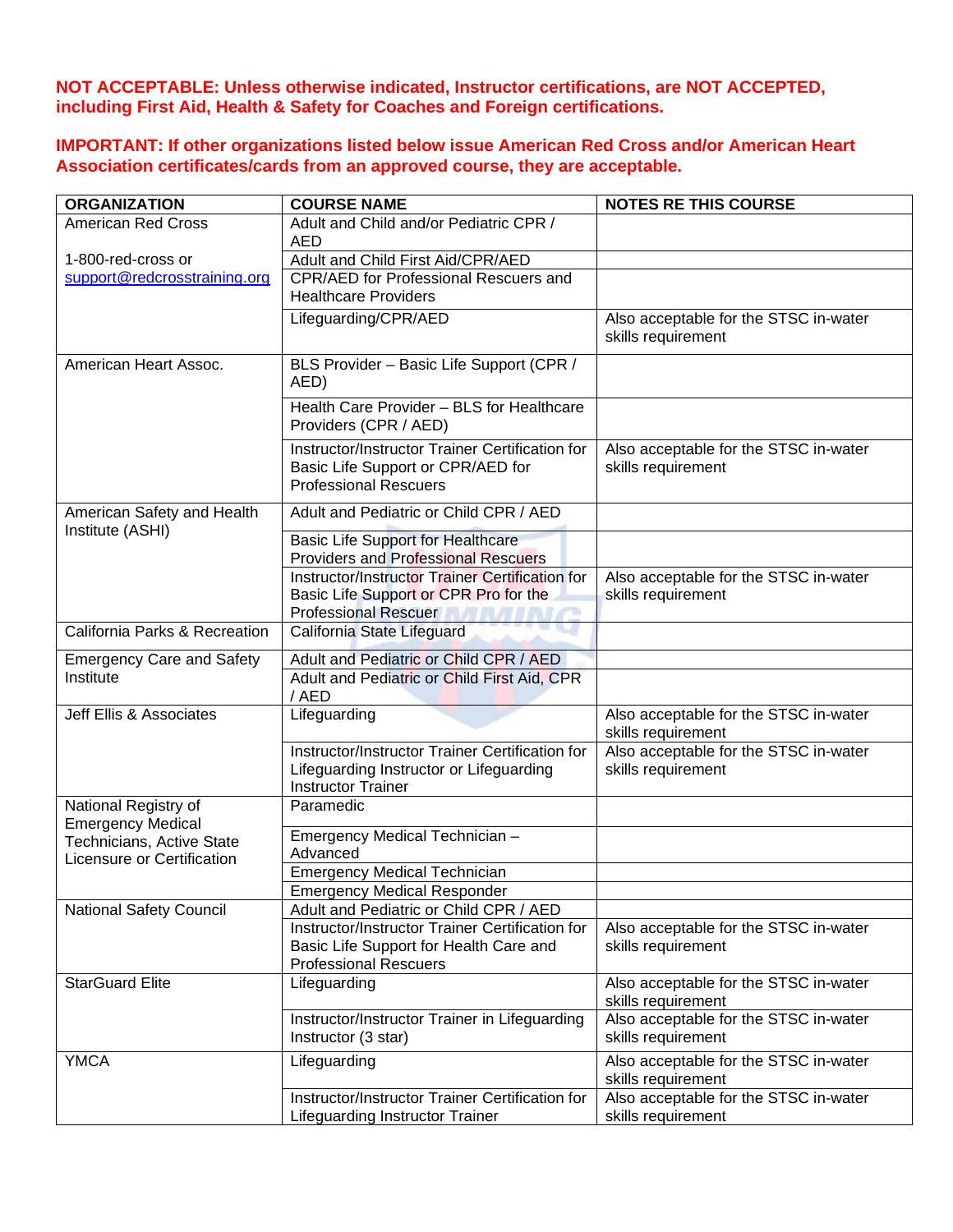**NOT ACCEPTABLE: Unless otherwise indicated, Instructor certifications, are NOT ACCEPTED, including First Aid, Health & Safety for Coaches and Foreign certifications.**

**IMPORTANT: If other organizations listed below issue American Red Cross and/or American Heart Association certificates/cards from an approved course, they are acceptable.**

| ORGANIZATION | COURSE NAME | NOTES RE THIS COURSE |
|---|---|---|
| American Red Cross<br><br>1-800-red-cross or support@redcrosstraining.org | Adult and Child and/or Pediatric CPR / AED | |
| | Adult and Child First Aid/CPR/AED | |
| | CPR/AED for Professional Rescuers and Healthcare Providers | |
| | Lifeguarding/CPR/AED | Also acceptable for the STSC in-water skills requirement |
| American Heart Assoc. | BLS Provider – Basic Life Support (CPR / AED) | |
| | Health Care Provider – BLS for Healthcare Providers (CPR / AED) | |
| | Instructor/Instructor Trainer Certification for Basic Life Support or CPR/AED for Professional Rescuers | Also acceptable for the STSC in-water skills requirement |
| American Safety and Health Institute (ASHI) | Adult and Pediatric or Child CPR / AED | |
| | Basic Life Support for Healthcare Providers and Professional Rescuers | |
| | Instructor/Instructor Trainer Certification for Basic Life Support or CPR Pro for the Professional Rescuer | Also acceptable for the STSC in-water skills requirement |
| California Parks & Recreation | California State Lifeguard | |
| Emergency Care and Safety Institute | Adult and Pediatric or Child CPR / AED | |
| | Adult and Pediatric or Child First Aid, CPR / AED | |
| Jeff Ellis & Associates | Lifeguarding | Also acceptable for the STSC in-water skills requirement |
| | Instructor/Instructor Trainer Certification for Lifeguarding Instructor or Lifeguarding Instructor Trainer | Also acceptable for the STSC in-water skills requirement |
| National Registry of Emergency Medical Technicians, Active State Licensure or Certification | Paramedic | |
| | Emergency Medical Technician – Advanced | |
| | Emergency Medical Technician | |
| | Emergency Medical Responder | |
| National Safety Council | Adult and Pediatric or Child CPR / AED | |
| | Instructor/Instructor Trainer Certification for Basic Life Support for Health Care and Professional Rescuers | Also acceptable for the STSC in-water skills requirement |
| StarGuard Elite | Lifeguarding | Also acceptable for the STSC in-water skills requirement |
| | Instructor/Instructor Trainer in Lifeguarding Instructor (3 star) | Also acceptable for the STSC in-water skills requirement |
| YMCA | Lifeguarding | Also acceptable for the STSC in-water skills requirement |
| | Instructor/Instructor Trainer Certification for Lifeguarding Instructor Trainer | Also acceptable for the STSC in-water skills requirement |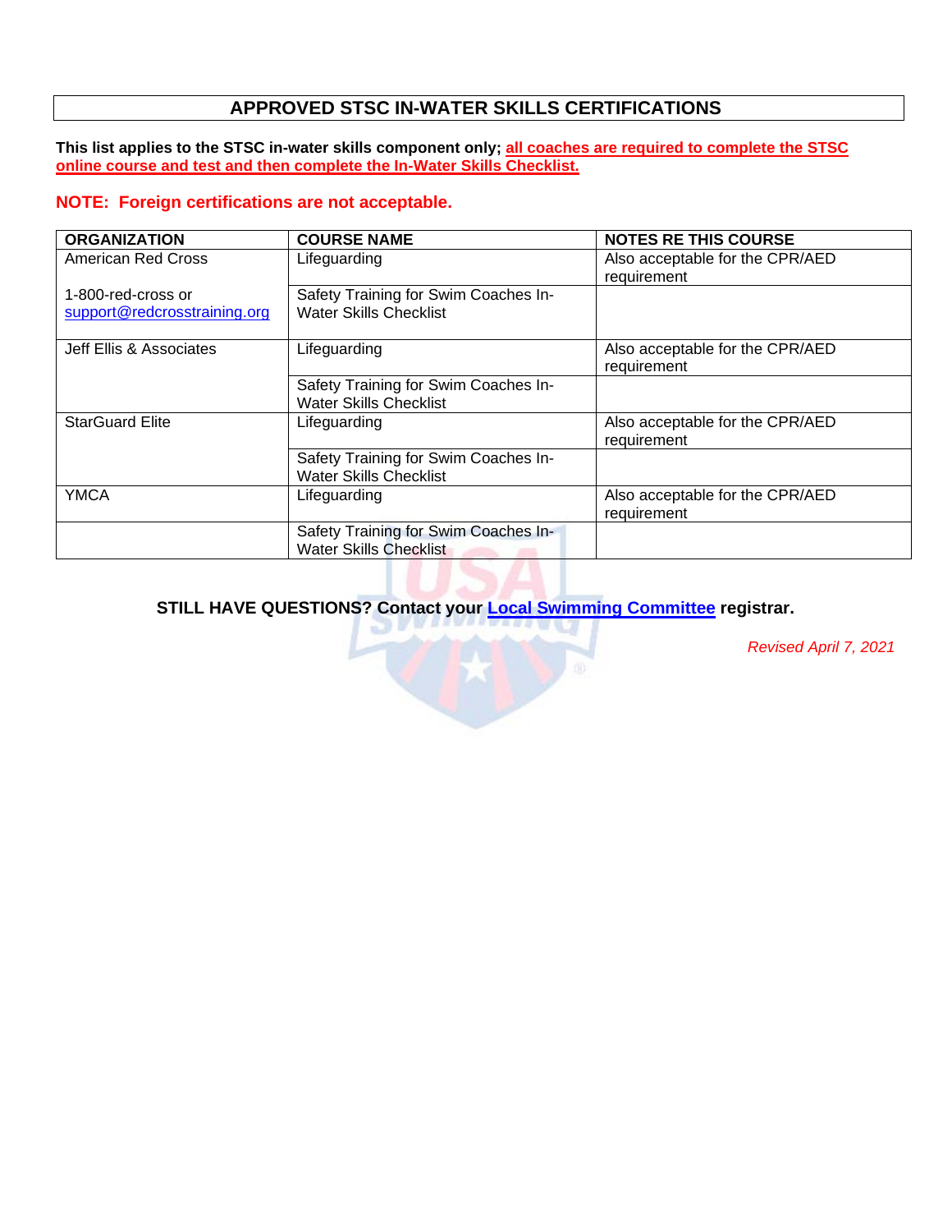# APPROVED STSC IN-WATER SKILLS CERTIFICATIONS

**This list applies to the STSC in-water skills component only; all coaches are required to complete the STSC online course and test and then complete the In-Water Skills Checklist.**

**NOTE: Foreign certifications are not acceptable.**

| ORGANIZATION | COURSE NAME | NOTES RE THIS COURSE |
|---|---|---|
| American Red Cross | Lifeguarding | Also acceptable for the CPR/AED requirement |
| 1-800-red-cross or support@redcrosstraining.org | Safety Training for Swim Coaches In-Water Skills Checklist | |
| Jeff Ellis & Associates | Lifeguarding | Also acceptable for the CPR/AED requirement |
| | Safety Training for Swim Coaches In-Water Skills Checklist | |
| StarGuard Elite | Lifeguarding | Also acceptable for the CPR/AED requirement |
| | Safety Training for Swim Coaches In-Water Skills Checklist | |
| YMCA | Lifeguarding | Also acceptable for the CPR/AED requirement |
| | Safety Training for Swim Coaches In-Water Skills Checklist | |

**STILL HAVE QUESTIONS? Contact your Local Swimming Committee registrar.**

*Revised April 7, 2021*